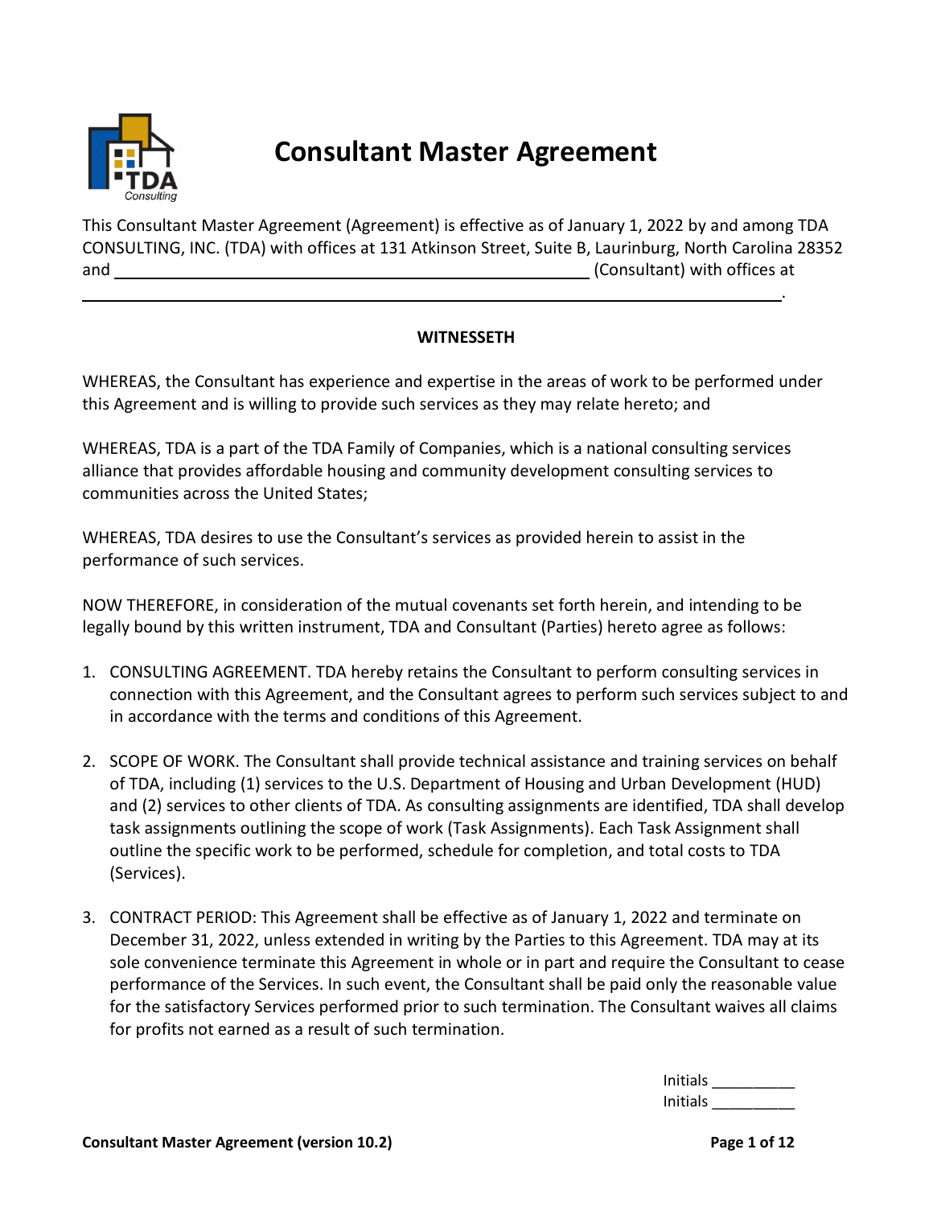# Consultant Master Agreement

This Consultant Master Agreement (Agreement) is effective as of January 1, 2022 by and among TDA CONSULTING, INC. (TDA) with offices at 131 Atkinson Street, Suite B, Laurinburg, North Carolina 28352 and ______________________________________________________ (Consultant) with offices at ______________________________________________________________________________.

**WITNESSETH**

WHEREAS, the Consultant has experience and expertise in the areas of work to be performed under this Agreement and is willing to provide such services as they may relate hereto; and

WHEREAS, TDA is a part of the TDA Family of Companies, which is a national consulting services alliance that provides affordable housing and community development consulting services to communities across the United States;

WHEREAS, TDA desires to use the Consultant's services as provided herein to assist in the performance of such services.

NOW THEREFORE, in consideration of the mutual covenants set forth herein, and intending to be legally bound by this written instrument, TDA and Consultant (Parties) hereto agree as follows:

1. CONSULTING AGREEMENT. TDA hereby retains the Consultant to perform consulting services in connection with this Agreement, and the Consultant agrees to perform such services subject to and in accordance with the terms and conditions of this Agreement.

2. SCOPE OF WORK. The Consultant shall provide technical assistance and training services on behalf of TDA, including (1) services to the U.S. Department of Housing and Urban Development (HUD) and (2) services to other clients of TDA. As consulting assignments are identified, TDA shall develop task assignments outlining the scope of work (Task Assignments). Each Task Assignment shall outline the specific work to be performed, schedule for completion, and total costs to TDA (Services).

3. CONTRACT PERIOD: This Agreement shall be effective as of January 1, 2022 and terminate on December 31, 2022, unless extended in writing by the Parties to this Agreement. TDA may at its sole convenience terminate this Agreement in whole or in part and require the Consultant to cease performance of the Services. In such event, the Consultant shall be paid only the reasonable value for the satisfactory Services performed prior to such termination. The Consultant waives all claims for profits not earned as a result of such termination.

Initials __________
Initials __________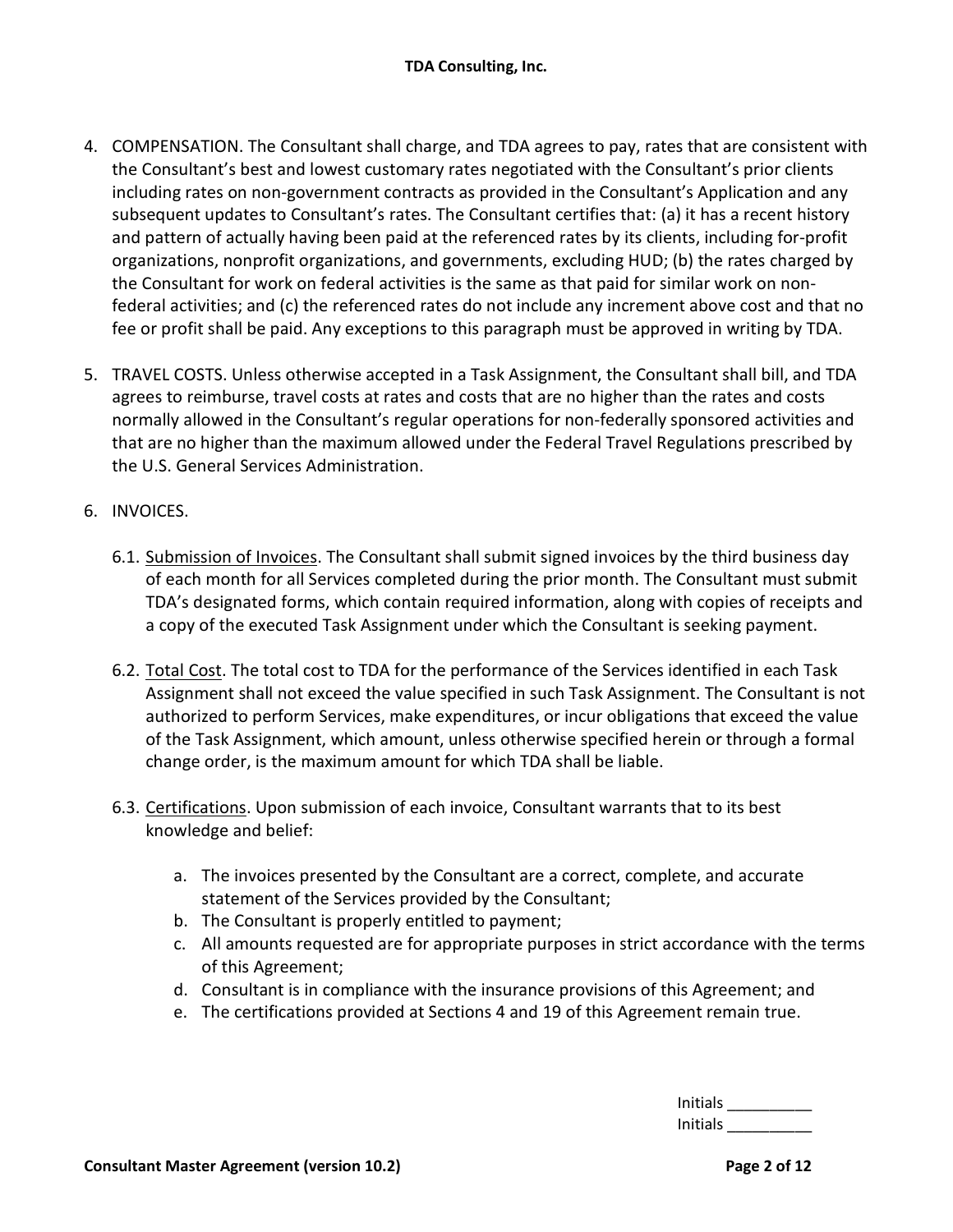4. COMPENSATION. The Consultant shall charge, and TDA agrees to pay, rates that are consistent with the Consultant's best and lowest customary rates negotiated with the Consultant's prior clients including rates on non-government contracts as provided in the Consultant's Application and any subsequent updates to Consultant's rates. The Consultant certifies that: (a) it has a recent history and pattern of actually having been paid at the referenced rates by its clients, including for-profit organizations, nonprofit organizations, and governments, excluding HUD; (b) the rates charged by the Consultant for work on federal activities is the same as that paid for similar work on non-federal activities; and (c) the referenced rates do not include any increment above cost and that no fee or profit shall be paid. Any exceptions to this paragraph must be approved in writing by TDA.

5. TRAVEL COSTS. Unless otherwise accepted in a Task Assignment, the Consultant shall bill, and TDA agrees to reimburse, travel costs at rates and costs that are no higher than the rates and costs normally allowed in the Consultant's regular operations for non-federally sponsored activities and that are no higher than the maximum allowed under the Federal Travel Regulations prescribed by the U.S. General Services Administration.

6. INVOICES.

   6.1. Submission of Invoices. The Consultant shall submit signed invoices by the third business day of each month for all Services completed during the prior month. The Consultant must submit TDA's designated forms, which contain required information, along with copies of receipts and a copy of the executed Task Assignment under which the Consultant is seeking payment.

   6.2. Total Cost. The total cost to TDA for the performance of the Services identified in each Task Assignment shall not exceed the value specified in such Task Assignment. The Consultant is not authorized to perform Services, make expenditures, or incur obligations that exceed the value of the Task Assignment, which amount, unless otherwise specified herein or through a formal change order, is the maximum amount for which TDA shall be liable.

   6.3. Certifications. Upon submission of each invoice, Consultant warrants that to its best knowledge and belief:

      a. The invoices presented by the Consultant are a correct, complete, and accurate statement of the Services provided by the Consultant;
      b. The Consultant is properly entitled to payment;
      c. All amounts requested are for appropriate purposes in strict accordance with the terms of this Agreement;
      d. Consultant is in compliance with the insurance provisions of this Agreement; and
      e. The certifications provided at Sections 4 and 19 of this Agreement remain true.

Initials __________
Initials __________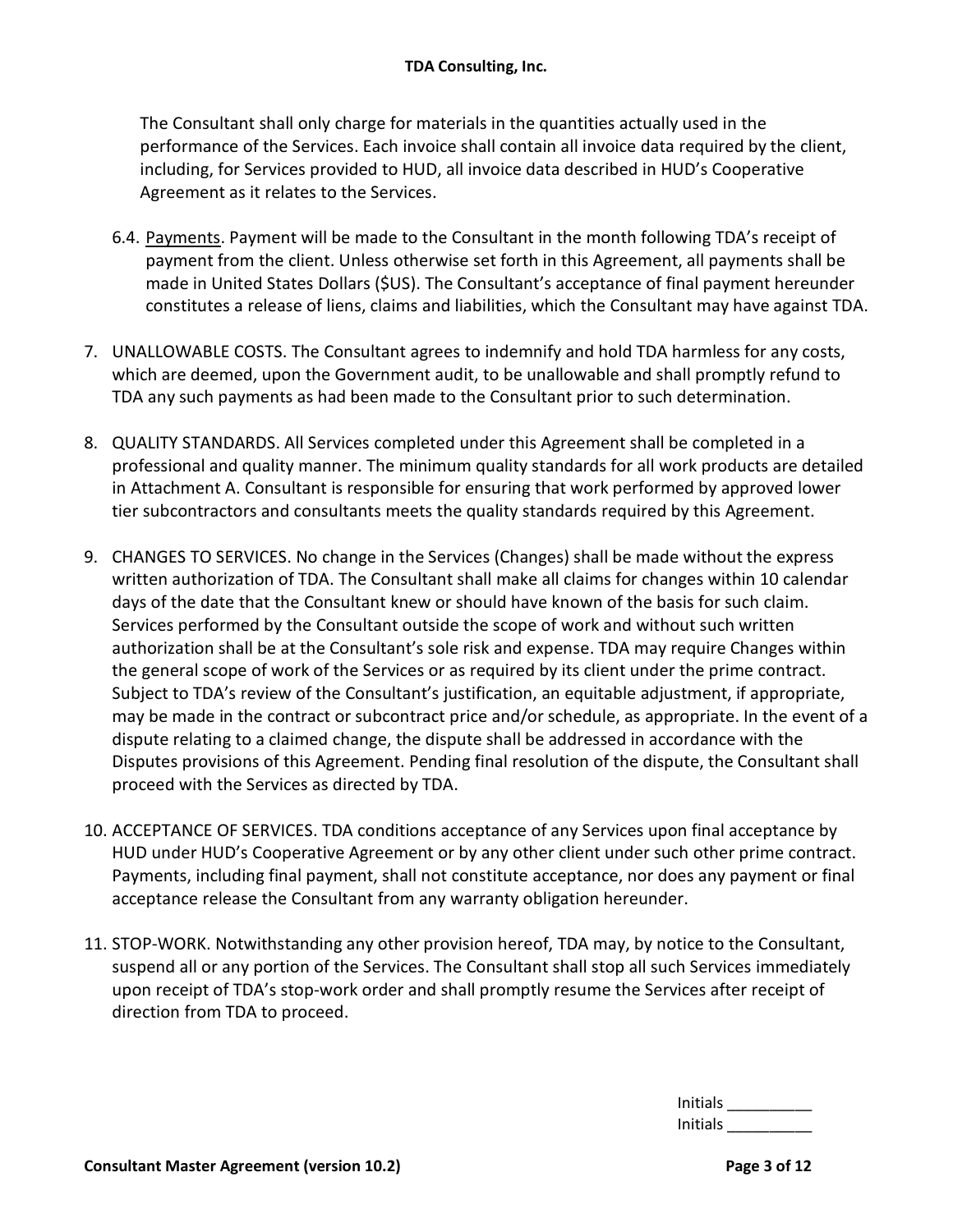The Consultant shall only charge for materials in the quantities actually used in the performance of the Services. Each invoice shall contain all invoice data required by the client, including, for Services provided to HUD, all invoice data described in HUD's Cooperative Agreement as it relates to the Services.

6.4. Payments. Payment will be made to the Consultant in the month following TDA's receipt of payment from the client. Unless otherwise set forth in this Agreement, all payments shall be made in United States Dollars ($US). The Consultant's acceptance of final payment hereunder constitutes a release of liens, claims and liabilities, which the Consultant may have against TDA.

7. UNALLOWABLE COSTS. The Consultant agrees to indemnify and hold TDA harmless for any costs, which are deemed, upon the Government audit, to be unallowable and shall promptly refund to TDA any such payments as had been made to the Consultant prior to such determination.

8. QUALITY STANDARDS. All Services completed under this Agreement shall be completed in a professional and quality manner. The minimum quality standards for all work products are detailed in Attachment A. Consultant is responsible for ensuring that work performed by approved lower tier subcontractors and consultants meets the quality standards required by this Agreement.

9. CHANGES TO SERVICES. No change in the Services (Changes) shall be made without the express written authorization of TDA. The Consultant shall make all claims for changes within 10 calendar days of the date that the Consultant knew or should have known of the basis for such claim. Services performed by the Consultant outside the scope of work and without such written authorization shall be at the Consultant's sole risk and expense. TDA may require Changes within the general scope of work of the Services or as required by its client under the prime contract. Subject to TDA's review of the Consultant's justification, an equitable adjustment, if appropriate, may be made in the contract or subcontract price and/or schedule, as appropriate. In the event of a dispute relating to a claimed change, the dispute shall be addressed in accordance with the Disputes provisions of this Agreement. Pending final resolution of the dispute, the Consultant shall proceed with the Services as directed by TDA.

10. ACCEPTANCE OF SERVICES. TDA conditions acceptance of any Services upon final acceptance by HUD under HUD's Cooperative Agreement or by any other client under such other prime contract. Payments, including final payment, shall not constitute acceptance, nor does any payment or final acceptance release the Consultant from any warranty obligation hereunder.

11. STOP-WORK. Notwithstanding any other provision hereof, TDA may, by notice to the Consultant, suspend all or any portion of the Services. The Consultant shall stop all such Services immediately upon receipt of TDA's stop-work order and shall promptly resume the Services after receipt of direction from TDA to proceed.

Initials __________
Initials __________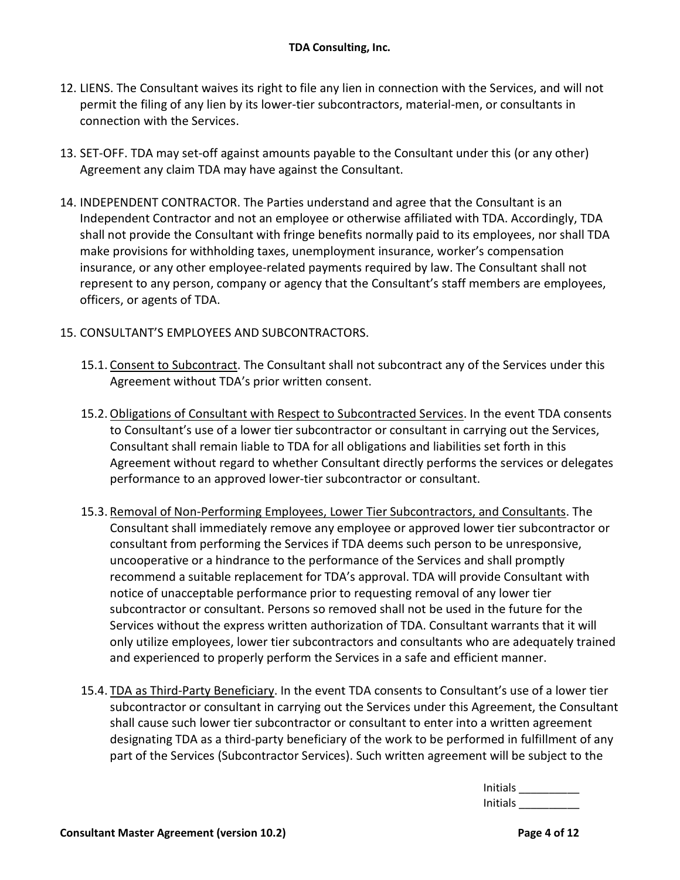12. LIENS. The Consultant waives its right to file any lien in connection with the Services, and will not permit the filing of any lien by its lower-tier subcontractors, material-men, or consultants in connection with the Services.

13. SET-OFF. TDA may set-off against amounts payable to the Consultant under this (or any other) Agreement any claim TDA may have against the Consultant.

14. INDEPENDENT CONTRACTOR. The Parties understand and agree that the Consultant is an Independent Contractor and not an employee or otherwise affiliated with TDA. Accordingly, TDA shall not provide the Consultant with fringe benefits normally paid to its employees, nor shall TDA make provisions for withholding taxes, unemployment insurance, worker's compensation insurance, or any other employee-related payments required by law. The Consultant shall not represent to any person, company or agency that the Consultant's staff members are employees, officers, or agents of TDA.

15. CONSULTANT'S EMPLOYEES AND SUBCONTRACTORS.

    15.1. <u>Consent to Subcontract</u>. The Consultant shall not subcontract any of the Services under this Agreement without TDA's prior written consent.

    15.2. <u>Obligations of Consultant with Respect to Subcontracted Services</u>. In the event TDA consents to Consultant's use of a lower tier subcontractor or consultant in carrying out the Services, Consultant shall remain liable to TDA for all obligations and liabilities set forth in this Agreement without regard to whether Consultant directly performs the services or delegates performance to an approved lower-tier subcontractor or consultant.

    15.3. <u>Removal of Non-Performing Employees, Lower Tier Subcontractors, and Consultants</u>. The Consultant shall immediately remove any employee or approved lower tier subcontractor or consultant from performing the Services if TDA deems such person to be unresponsive, uncooperative or a hindrance to the performance of the Services and shall promptly recommend a suitable replacement for TDA's approval. TDA will provide Consultant with notice of unacceptable performance prior to requesting removal of any lower tier subcontractor or consultant. Persons so removed shall not be used in the future for the Services without the express written authorization of TDA. Consultant warrants that it will only utilize employees, lower tier subcontractors and consultants who are adequately trained and experienced to properly perform the Services in a safe and efficient manner.

    15.4. <u>TDA as Third-Party Beneficiary</u>. In the event TDA consents to Consultant's use of a lower tier subcontractor or consultant in carrying out the Services under this Agreement, the Consultant shall cause such lower tier subcontractor or consultant to enter into a written agreement designating TDA as a third-party beneficiary of the work to be performed in fulfillment of any part of the Services (Subcontractor Services). Such written agreement will be subject to the

Initials __________
Initials __________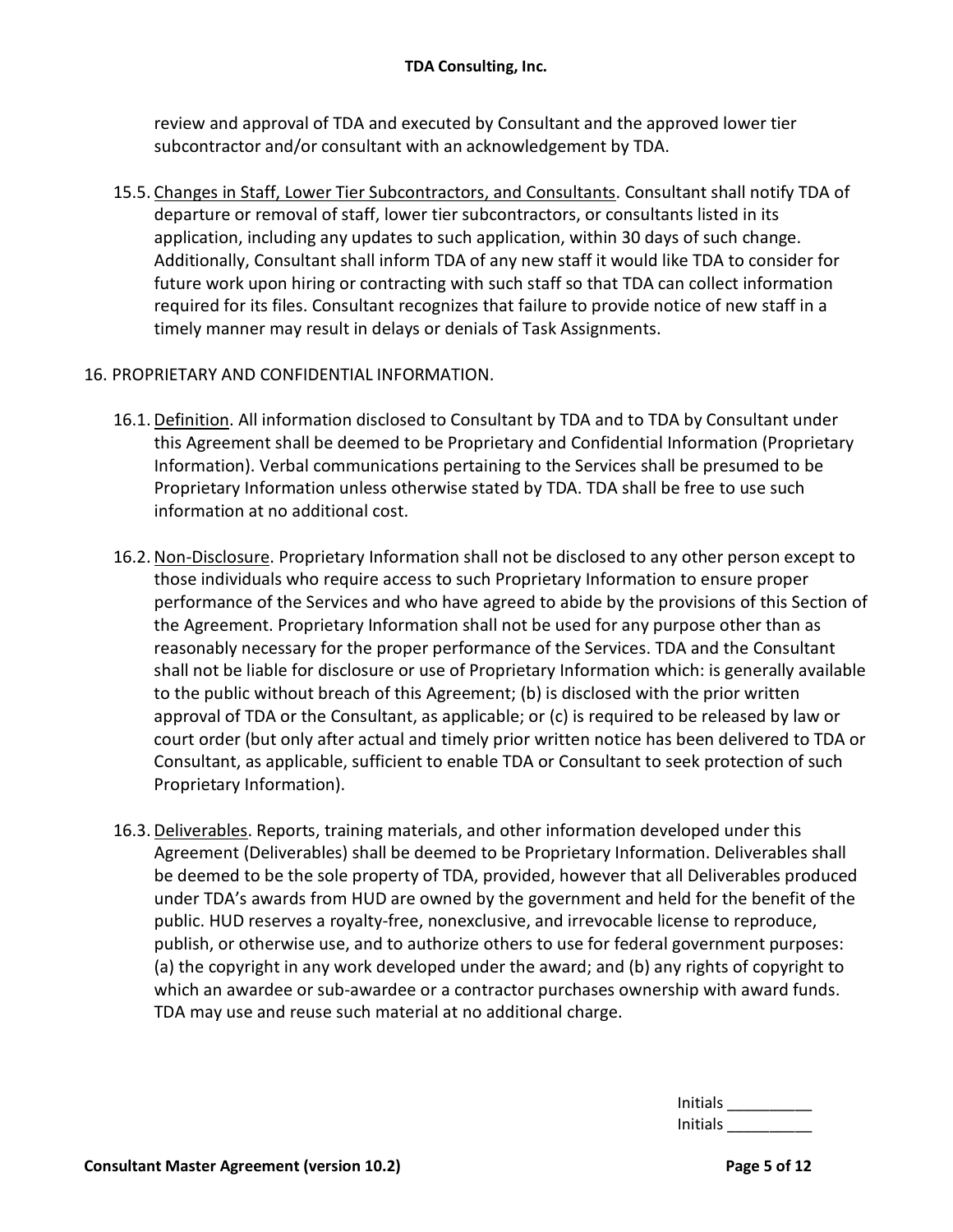review and approval of TDA and executed by Consultant and the approved lower tier subcontractor and/or consultant with an acknowledgement by TDA.

15.5. Changes in Staff, Lower Tier Subcontractors, and Consultants. Consultant shall notify TDA of departure or removal of staff, lower tier subcontractors, or consultants listed in its application, including any updates to such application, within 30 days of such change. Additionally, Consultant shall inform TDA of any new staff it would like TDA to consider for future work upon hiring or contracting with such staff so that TDA can collect information required for its files. Consultant recognizes that failure to provide notice of new staff in a timely manner may result in delays or denials of Task Assignments.

16. PROPRIETARY AND CONFIDENTIAL INFORMATION.

16.1. Definition. All information disclosed to Consultant by TDA and to TDA by Consultant under this Agreement shall be deemed to be Proprietary and Confidential Information (Proprietary Information). Verbal communications pertaining to the Services shall be presumed to be Proprietary Information unless otherwise stated by TDA. TDA shall be free to use such information at no additional cost.

16.2. Non-Disclosure. Proprietary Information shall not be disclosed to any other person except to those individuals who require access to such Proprietary Information to ensure proper performance of the Services and who have agreed to abide by the provisions of this Section of the Agreement. Proprietary Information shall not be used for any purpose other than as reasonably necessary for the proper performance of the Services. TDA and the Consultant shall not be liable for disclosure or use of Proprietary Information which: is generally available to the public without breach of this Agreement; (b) is disclosed with the prior written approval of TDA or the Consultant, as applicable; or (c) is required to be released by law or court order (but only after actual and timely prior written notice has been delivered to TDA or Consultant, as applicable, sufficient to enable TDA or Consultant to seek protection of such Proprietary Information).

16.3. Deliverables. Reports, training materials, and other information developed under this Agreement (Deliverables) shall be deemed to be Proprietary Information. Deliverables shall be deemed to be the sole property of TDA, provided, however that all Deliverables produced under TDA's awards from HUD are owned by the government and held for the benefit of the public. HUD reserves a royalty-free, nonexclusive, and irrevocable license to reproduce, publish, or otherwise use, and to authorize others to use for federal government purposes: (a) the copyright in any work developed under the award; and (b) any rights of copyright to which an awardee or sub-awardee or a contractor purchases ownership with award funds. TDA may use and reuse such material at no additional charge.

Initials __________
Initials __________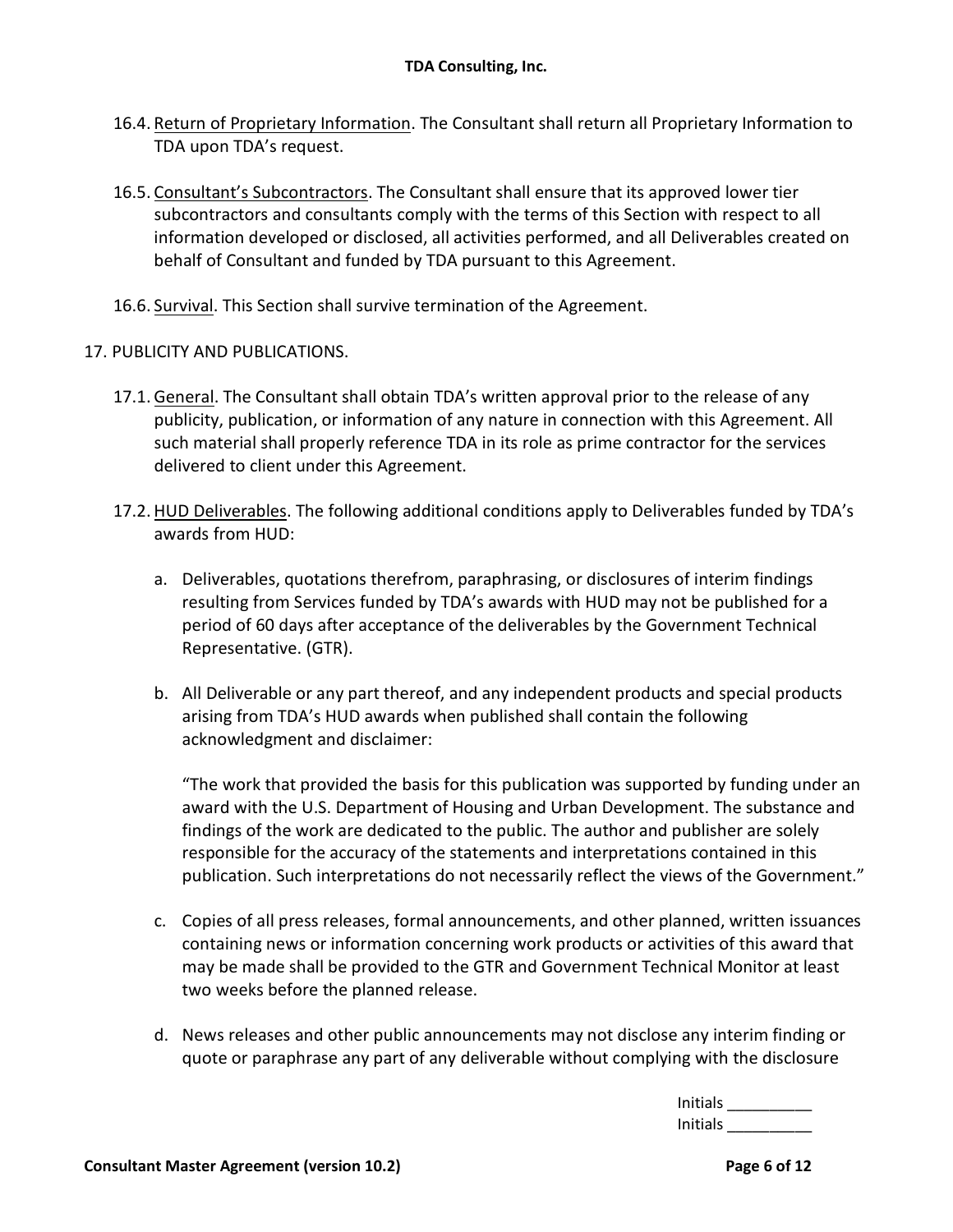16.4. Return of Proprietary Information. The Consultant shall return all Proprietary Information to TDA upon TDA's request.

16.5. Consultant's Subcontractors. The Consultant shall ensure that its approved lower tier subcontractors and consultants comply with the terms of this Section with respect to all information developed or disclosed, all activities performed, and all Deliverables created on behalf of Consultant and funded by TDA pursuant to this Agreement.

16.6. Survival. This Section shall survive termination of the Agreement.

17. PUBLICITY AND PUBLICATIONS.

17.1. General. The Consultant shall obtain TDA's written approval prior to the release of any publicity, publication, or information of any nature in connection with this Agreement. All such material shall properly reference TDA in its role as prime contractor for the services delivered to client under this Agreement.

17.2. HUD Deliverables. The following additional conditions apply to Deliverables funded by TDA's awards from HUD:

a. Deliverables, quotations therefrom, paraphrasing, or disclosures of interim findings resulting from Services funded by TDA's awards with HUD may not be published for a period of 60 days after acceptance of the deliverables by the Government Technical Representative. (GTR).

b. All Deliverable or any part thereof, and any independent products and special products arising from TDA's HUD awards when published shall contain the following acknowledgment and disclaimer:

"The work that provided the basis for this publication was supported by funding under an award with the U.S. Department of Housing and Urban Development. The substance and findings of the work are dedicated to the public. The author and publisher are solely responsible for the accuracy of the statements and interpretations contained in this publication. Such interpretations do not necessarily reflect the views of the Government."

c. Copies of all press releases, formal announcements, and other planned, written issuances containing news or information concerning work products or activities of this award that may be made shall be provided to the GTR and Government Technical Monitor at least two weeks before the planned release.

d. News releases and other public announcements may not disclose any interim finding or quote or paraphrase any part of any deliverable without complying with the disclosure

Initials __________
Initials __________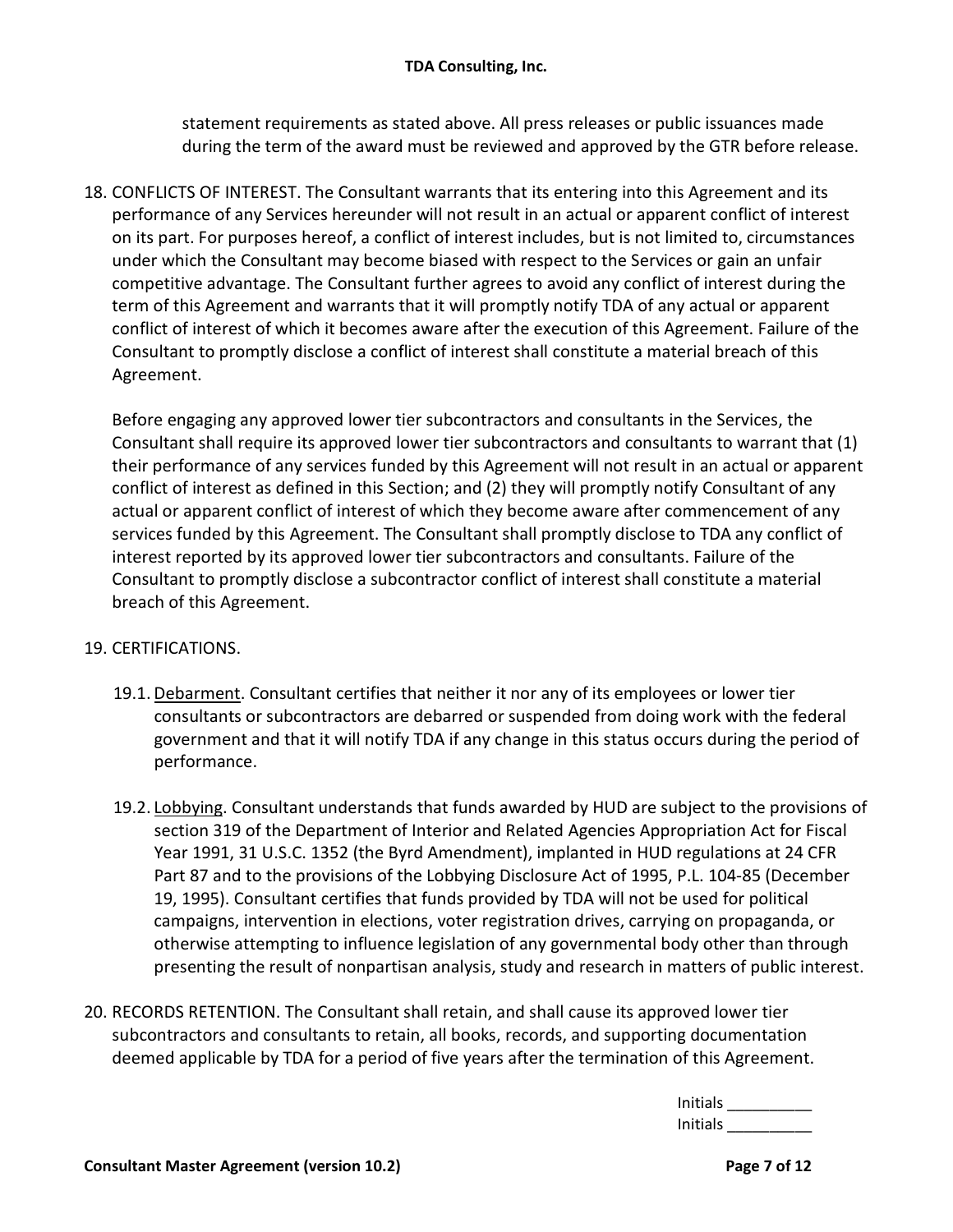statement requirements as stated above. All press releases or public issuances made during the term of the award must be reviewed and approved by the GTR before release.

18. CONFLICTS OF INTEREST. The Consultant warrants that its entering into this Agreement and its performance of any Services hereunder will not result in an actual or apparent conflict of interest on its part. For purposes hereof, a conflict of interest includes, but is not limited to, circumstances under which the Consultant may become biased with respect to the Services or gain an unfair competitive advantage. The Consultant further agrees to avoid any conflict of interest during the term of this Agreement and warrants that it will promptly notify TDA of any actual or apparent conflict of interest of which it becomes aware after the execution of this Agreement. Failure of the Consultant to promptly disclose a conflict of interest shall constitute a material breach of this Agreement.

    Before engaging any approved lower tier subcontractors and consultants in the Services, the Consultant shall require its approved lower tier subcontractors and consultants to warrant that (1) their performance of any services funded by this Agreement will not result in an actual or apparent conflict of interest as defined in this Section; and (2) they will promptly notify Consultant of any actual or apparent conflict of interest of which they become aware after commencement of any services funded by this Agreement. The Consultant shall promptly disclose to TDA any conflict of interest reported by its approved lower tier subcontractors and consultants. Failure of the Consultant to promptly disclose a subcontractor conflict of interest shall constitute a material breach of this Agreement.

19. CERTIFICATIONS.

    19.1. Debarment. Consultant certifies that neither it nor any of its employees or lower tier consultants or subcontractors are debarred or suspended from doing work with the federal government and that it will notify TDA if any change in this status occurs during the period of performance.

    19.2. Lobbying. Consultant understands that funds awarded by HUD are subject to the provisions of section 319 of the Department of Interior and Related Agencies Appropriation Act for Fiscal Year 1991, 31 U.S.C. 1352 (the Byrd Amendment), implanted in HUD regulations at 24 CFR Part 87 and to the provisions of the Lobbying Disclosure Act of 1995, P.L. 104-85 (December 19, 1995). Consultant certifies that funds provided by TDA will not be used for political campaigns, intervention in elections, voter registration drives, carrying on propaganda, or otherwise attempting to influence legislation of any governmental body other than through presenting the result of nonpartisan analysis, study and research in matters of public interest.

20. RECORDS RETENTION. The Consultant shall retain, and shall cause its approved lower tier subcontractors and consultants to retain, all books, records, and supporting documentation deemed applicable by TDA for a period of five years after the termination of this Agreement.

Initials __________
Initials __________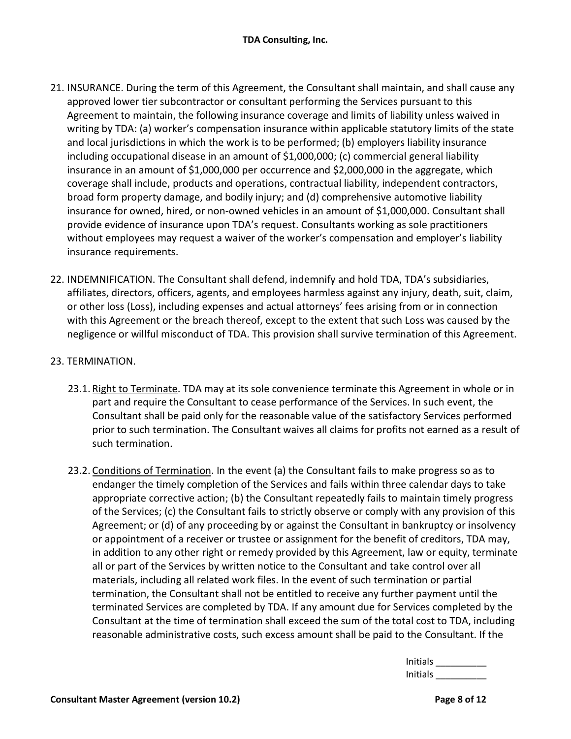21. INSURANCE. During the term of this Agreement, the Consultant shall maintain, and shall cause any approved lower tier subcontractor or consultant performing the Services pursuant to this Agreement to maintain, the following insurance coverage and limits of liability unless waived in writing by TDA: (a) worker's compensation insurance within applicable statutory limits of the state and local jurisdictions in which the work is to be performed; (b) employers liability insurance including occupational disease in an amount of $1,000,000; (c) commercial general liability insurance in an amount of $1,000,000 per occurrence and $2,000,000 in the aggregate, which coverage shall include, products and operations, contractual liability, independent contractors, broad form property damage, and bodily injury; and (d) comprehensive automotive liability insurance for owned, hired, or non-owned vehicles in an amount of $1,000,000. Consultant shall provide evidence of insurance upon TDA's request. Consultants working as sole practitioners without employees may request a waiver of the worker's compensation and employer's liability insurance requirements.

22. INDEMNIFICATION. The Consultant shall defend, indemnify and hold TDA, TDA's subsidiaries, affiliates, directors, officers, agents, and employees harmless against any injury, death, suit, claim, or other loss (Loss), including expenses and actual attorneys' fees arising from or in connection with this Agreement or the breach thereof, except to the extent that such Loss was caused by the negligence or willful misconduct of TDA. This provision shall survive termination of this Agreement.

23. TERMINATION.

    23.1. Right to Terminate. TDA may at its sole convenience terminate this Agreement in whole or in part and require the Consultant to cease performance of the Services. In such event, the Consultant shall be paid only for the reasonable value of the satisfactory Services performed prior to such termination. The Consultant waives all claims for profits not earned as a result of such termination.

    23.2. Conditions of Termination. In the event (a) the Consultant fails to make progress so as to endanger the timely completion of the Services and fails within three calendar days to take appropriate corrective action; (b) the Consultant repeatedly fails to maintain timely progress of the Services; (c) the Consultant fails to strictly observe or comply with any provision of this Agreement; or (d) of any proceeding by or against the Consultant in bankruptcy or insolvency or appointment of a receiver or trustee or assignment for the benefit of creditors, TDA may, in addition to any other right or remedy provided by this Agreement, law or equity, terminate all or part of the Services by written notice to the Consultant and take control over all materials, including all related work files. In the event of such termination or partial termination, the Consultant shall not be entitled to receive any further payment until the terminated Services are completed by TDA. If any amount due for Services completed by the Consultant at the time of termination shall exceed the sum of the total cost to TDA, including reasonable administrative costs, such excess amount shall be paid to the Consultant. If the

Initials __________
Initials __________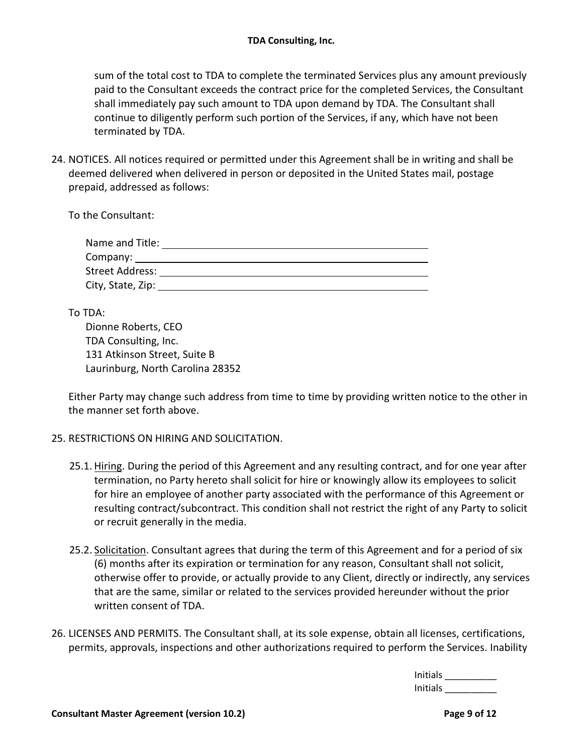sum of the total cost to TDA to complete the terminated Services plus any amount previously paid to the Consultant exceeds the contract price for the completed Services, the Consultant shall immediately pay such amount to TDA upon demand by TDA. The Consultant shall continue to diligently perform such portion of the Services, if any, which have not been terminated by TDA.

24. NOTICES. All notices required or permitted under this Agreement shall be in writing and shall be deemed delivered when delivered in person or deposited in the United States mail, postage prepaid, addressed as follows:

    To the Consultant:

    Name and Title: ______________________________
    Company: ______________________________
    Street Address: ______________________________
    City, State, Zip: ______________________________

    To TDA:

    Dionne Roberts, CEO
    TDA Consulting, Inc.
    131 Atkinson Street, Suite B
    Laurinburg, North Carolina 28352

    Either Party may change such address from time to time by providing written notice to the other in the manner set forth above.

25. RESTRICTIONS ON HIRING AND SOLICITATION.

    25.1. Hiring. During the period of this Agreement and any resulting contract, and for one year after termination, no Party hereto shall solicit for hire or knowingly allow its employees to solicit for hire an employee of another party associated with the performance of this Agreement or resulting contract/subcontract. This condition shall not restrict the right of any Party to solicit or recruit generally in the media.

    25.2. Solicitation. Consultant agrees that during the term of this Agreement and for a period of six (6) months after its expiration or termination for any reason, Consultant shall not solicit, otherwise offer to provide, or actually provide to any Client, directly or indirectly, any services that are the same, similar or related to the services provided hereunder without the prior written consent of TDA.

26. LICENSES AND PERMITS. The Consultant shall, at its sole expense, obtain all licenses, certifications, permits, approvals, inspections and other authorizations required to perform the Services. Inability

Initials __________
Initials __________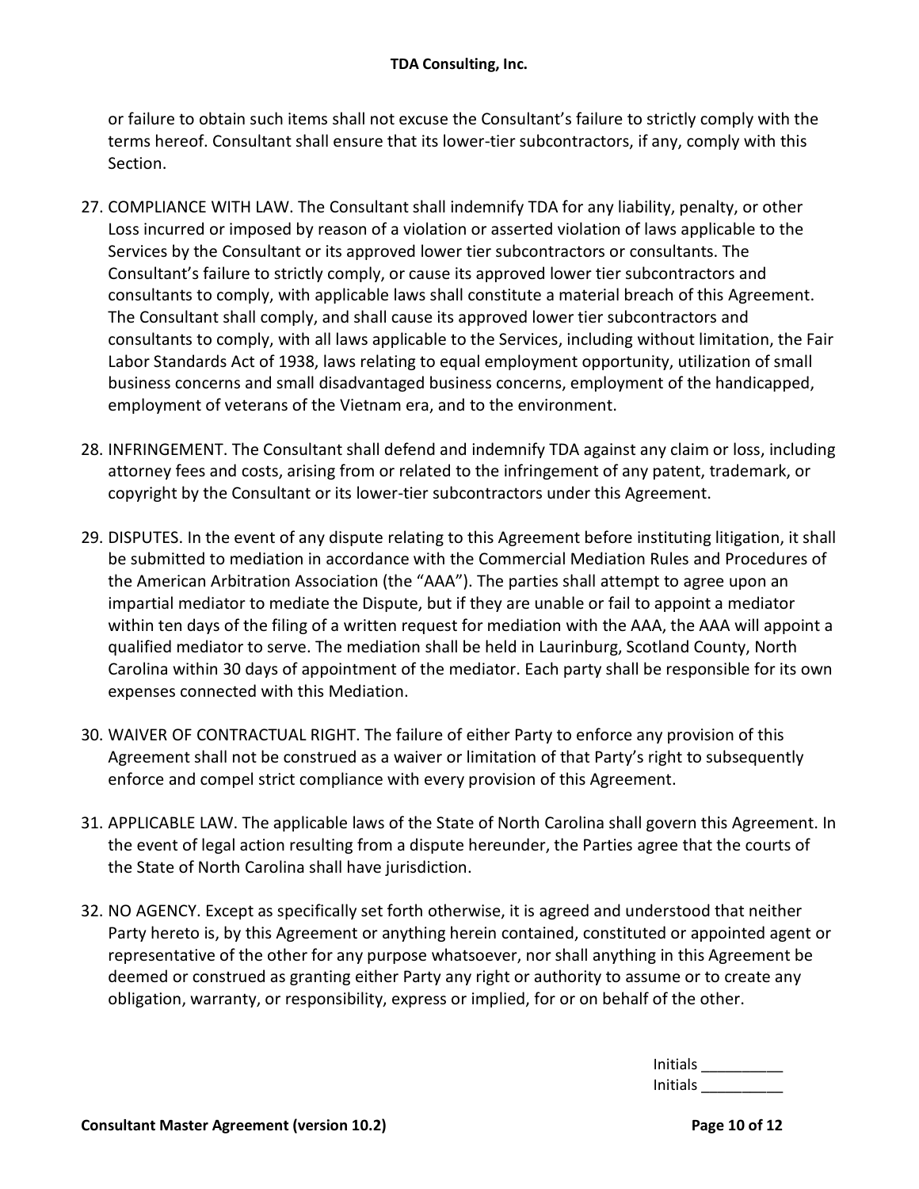or failure to obtain such items shall not excuse the Consultant's failure to strictly comply with the terms hereof. Consultant shall ensure that its lower-tier subcontractors, if any, comply with this Section.

27. COMPLIANCE WITH LAW. The Consultant shall indemnify TDA for any liability, penalty, or other Loss incurred or imposed by reason of a violation or asserted violation of laws applicable to the Services by the Consultant or its approved lower tier subcontractors or consultants. The Consultant's failure to strictly comply, or cause its approved lower tier subcontractors and consultants to comply, with applicable laws shall constitute a material breach of this Agreement. The Consultant shall comply, and shall cause its approved lower tier subcontractors and consultants to comply, with all laws applicable to the Services, including without limitation, the Fair Labor Standards Act of 1938, laws relating to equal employment opportunity, utilization of small business concerns and small disadvantaged business concerns, employment of the handicapped, employment of veterans of the Vietnam era, and to the environment.

28. INFRINGEMENT. The Consultant shall defend and indemnify TDA against any claim or loss, including attorney fees and costs, arising from or related to the infringement of any patent, trademark, or copyright by the Consultant or its lower-tier subcontractors under this Agreement.

29. DISPUTES. In the event of any dispute relating to this Agreement before instituting litigation, it shall be submitted to mediation in accordance with the Commercial Mediation Rules and Procedures of the American Arbitration Association (the "AAA"). The parties shall attempt to agree upon an impartial mediator to mediate the Dispute, but if they are unable or fail to appoint a mediator within ten days of the filing of a written request for mediation with the AAA, the AAA will appoint a qualified mediator to serve. The mediation shall be held in Laurinburg, Scotland County, North Carolina within 30 days of appointment of the mediator. Each party shall be responsible for its own expenses connected with this Mediation.

30. WAIVER OF CONTRACTUAL RIGHT. The failure of either Party to enforce any provision of this Agreement shall not be construed as a waiver or limitation of that Party's right to subsequently enforce and compel strict compliance with every provision of this Agreement.

31. APPLICABLE LAW. The applicable laws of the State of North Carolina shall govern this Agreement. In the event of legal action resulting from a dispute hereunder, the Parties agree that the courts of the State of North Carolina shall have jurisdiction.

32. NO AGENCY. Except as specifically set forth otherwise, it is agreed and understood that neither Party hereto is, by this Agreement or anything herein contained, constituted or appointed agent or representative of the other for any purpose whatsoever, nor shall anything in this Agreement be deemed or construed as granting either Party any right or authority to assume or to create any obligation, warranty, or responsibility, express or implied, for or on behalf of the other.

Initials __________
Initials __________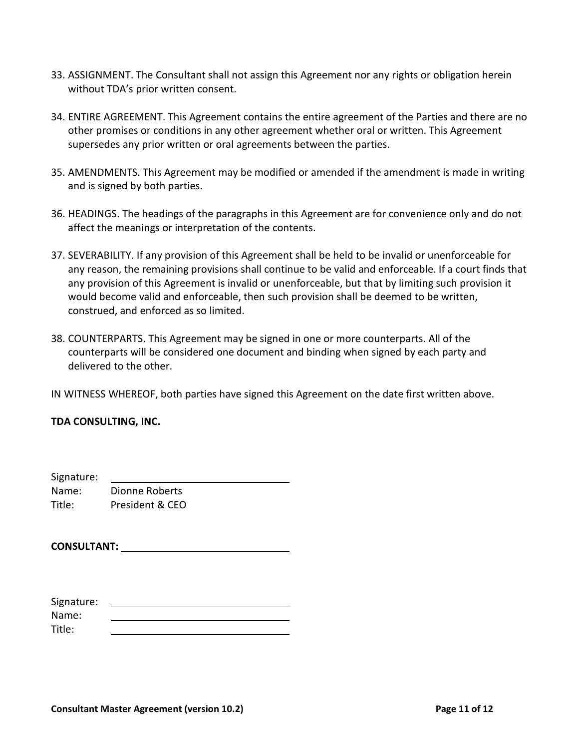33. ASSIGNMENT. The Consultant shall not assign this Agreement nor any rights or obligation herein without TDA's prior written consent.

34. ENTIRE AGREEMENT. This Agreement contains the entire agreement of the Parties and there are no other promises or conditions in any other agreement whether oral or written. This Agreement supersedes any prior written or oral agreements between the parties.

35. AMENDMENTS. This Agreement may be modified or amended if the amendment is made in writing and is signed by both parties.

36. HEADINGS. The headings of the paragraphs in this Agreement are for convenience only and do not affect the meanings or interpretation of the contents.

37. SEVERABILITY. If any provision of this Agreement shall be held to be invalid or unenforceable for any reason, the remaining provisions shall continue to be valid and enforceable. If a court finds that any provision of this Agreement is invalid or unenforceable, but that by limiting such provision it would become valid and enforceable, then such provision shall be deemed to be written, construed, and enforced as so limited.

38. COUNTERPARTS. This Agreement may be signed in one or more counterparts. All of the counterparts will be considered one document and binding when signed by each party and delivered to the other.

IN WITNESS WHEREOF, both parties have signed this Agreement on the date first written above.

**TDA CONSULTING, INC.**

Signature: ______________________________
Name: Dionne Roberts
Title: President & CEO

**CONSULTANT:** ______________________________

Signature: ______________________________
Name: ______________________________
Title: ______________________________

**Consultant Master Agreement (version 10.2)**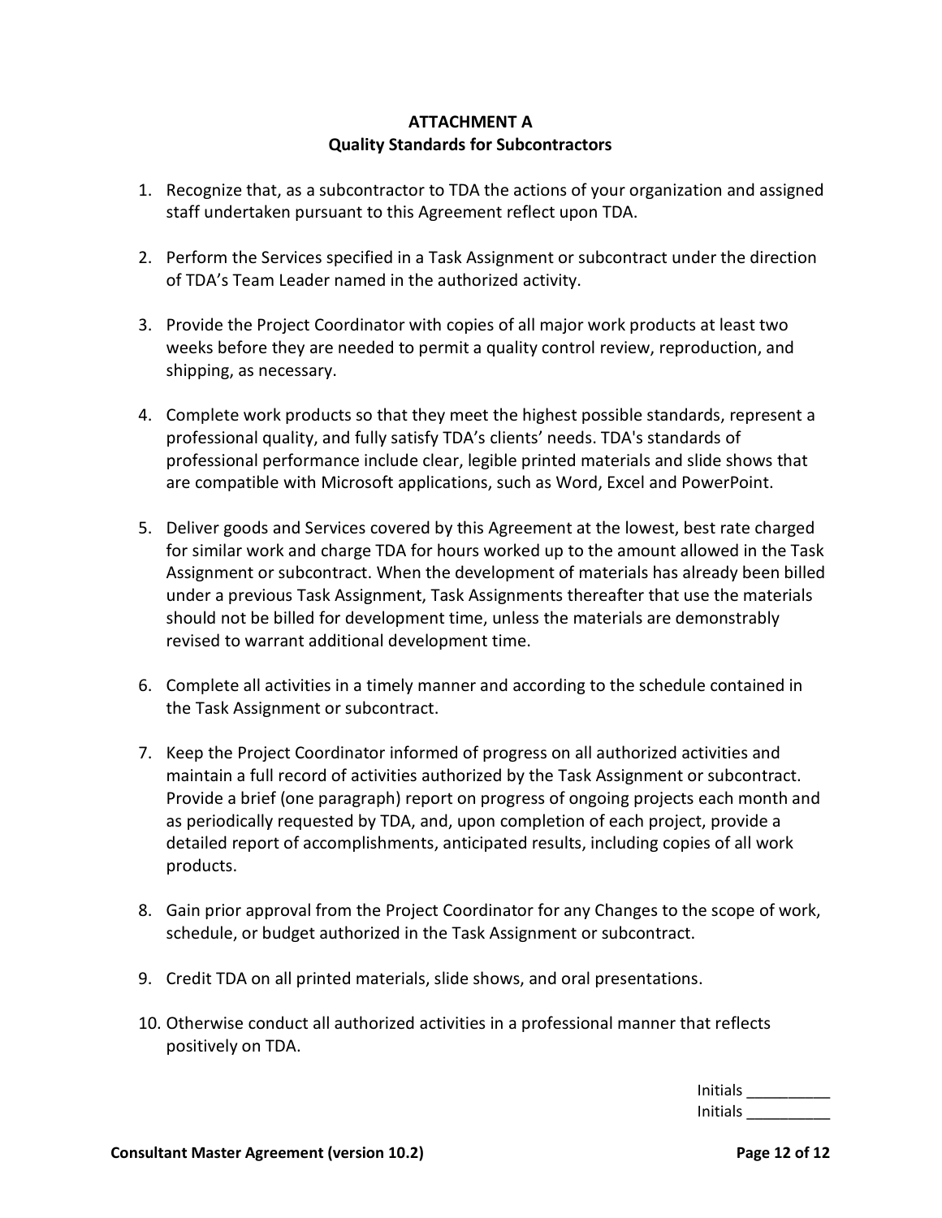**ATTACHMENT A**
**Quality Standards for Subcontractors**

1. Recognize that, as a subcontractor to TDA the actions of your organization and assigned staff undertaken pursuant to this Agreement reflect upon TDA.

2. Perform the Services specified in a Task Assignment or subcontract under the direction of TDA's Team Leader named in the authorized activity.

3. Provide the Project Coordinator with copies of all major work products at least two weeks before they are needed to permit a quality control review, reproduction, and shipping, as necessary.

4. Complete work products so that they meet the highest possible standards, represent a professional quality, and fully satisfy TDA's clients' needs. TDA's standards of professional performance include clear, legible printed materials and slide shows that are compatible with Microsoft applications, such as Word, Excel and PowerPoint.

5. Deliver goods and Services covered by this Agreement at the lowest, best rate charged for similar work and charge TDA for hours worked up to the amount allowed in the Task Assignment or subcontract. When the development of materials has already been billed under a previous Task Assignment, Task Assignments thereafter that use the materials should not be billed for development time, unless the materials are demonstrably revised to warrant additional development time.

6. Complete all activities in a timely manner and according to the schedule contained in the Task Assignment or subcontract.

7. Keep the Project Coordinator informed of progress on all authorized activities and maintain a full record of activities authorized by the Task Assignment or subcontract. Provide a brief (one paragraph) report on progress of ongoing projects each month and as periodically requested by TDA, and, upon completion of each project, provide a detailed report of accomplishments, anticipated results, including copies of all work products.

8. Gain prior approval from the Project Coordinator for any Changes to the scope of work, schedule, or budget authorized in the Task Assignment or subcontract.

9. Credit TDA on all printed materials, slide shows, and oral presentations.

10. Otherwise conduct all authorized activities in a professional manner that reflects positively on TDA.

Initials __________
Initials __________

**Consultant Master Agreement (version 10.2)**